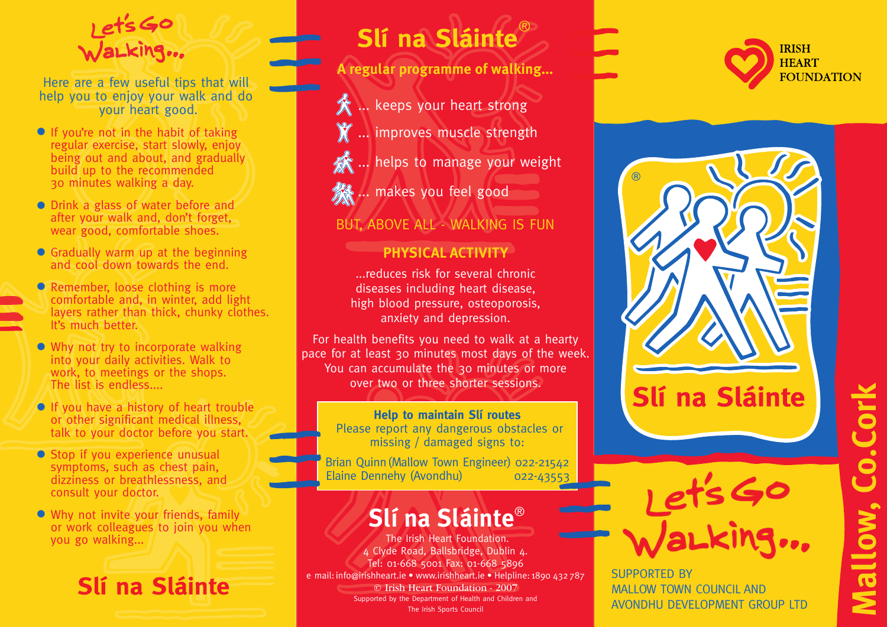# Let's Go Walking...

Here are a few useful tips that will help you to enjoy your walk and do your heart good.

- If you're not in the habit of taking regular exercise, start slowly, enjoy being out and about, and gradually build up to the recommended 30 minutes walking a day.
- Drink a glass of water before and after your walk and, don't forget, wear good, comfortable shoes.
- Gradually warm up at the beginning and cool down towards the end.
- Remember, loose clothing is more comfortable and, in winter, add light layers rather than thick, chunky clothes. It's much better.
- Why not try to incorporate walking into your daily activities. Walk to work, to meetings or the shops. The list is endless....
- If you have a history of heart trouble or other significant medical illness, talk to your doctor before you start.
- Stop if you experience unusual symptoms, such as chest pain, dizziness or breathlessness, and consult your doctor.
- Why not invite your friends, family or work colleagues to join you when you go walking...

**Slí na Sláinte**

# Slí na Sláinte®

**A regular programme of walking...**

- ... keeps your heart strong
- ... improves muscle strength
- ... helps to manage your weight
- ... makes you feel good

BUT, ABOVE ALL - WALKING IS FUN

## PHYSICAL ACTIVITY

...reduces risk for several chronic diseases including heart disease, high blood pressure, osteoporosis, anxiety and depression.

For health benefits you need to walk at a hearty pace for at least 30 minutes most days of the week. You can accumulate the 30 minutes or more over two or three shorter sessions.

**Help to maintain Slí routes**
Please report any dangerous obstacles or missing / damaged signs to:

Brian Quinn (Mallow Town Engineer) 022-21542
Elaine Dennehy (Avondhu) 022-43553

## Slí na Sláinte®

The Irish Heart Foundation.
4 Clyde Road, Ballsbridge, Dublin 4.
Tel: 01-668 5001 Fax: 01-668 5896
e mail: info@irishheart.ie • www.irishheart.ie • Helpline: 1890 432 787
© Irish Heart Foundation - 2007
Supported by the Department of Health and Children and The Irish Sports Council

IRISH HEART FOUNDATION

Slí na Sláinte

# Let's Go Walking...

SUPPORTED BY
MALLOW TOWN COUNCIL AND
AVONDHU DEVELOPMENT GROUP LTD

**Mallow, Co.Cork**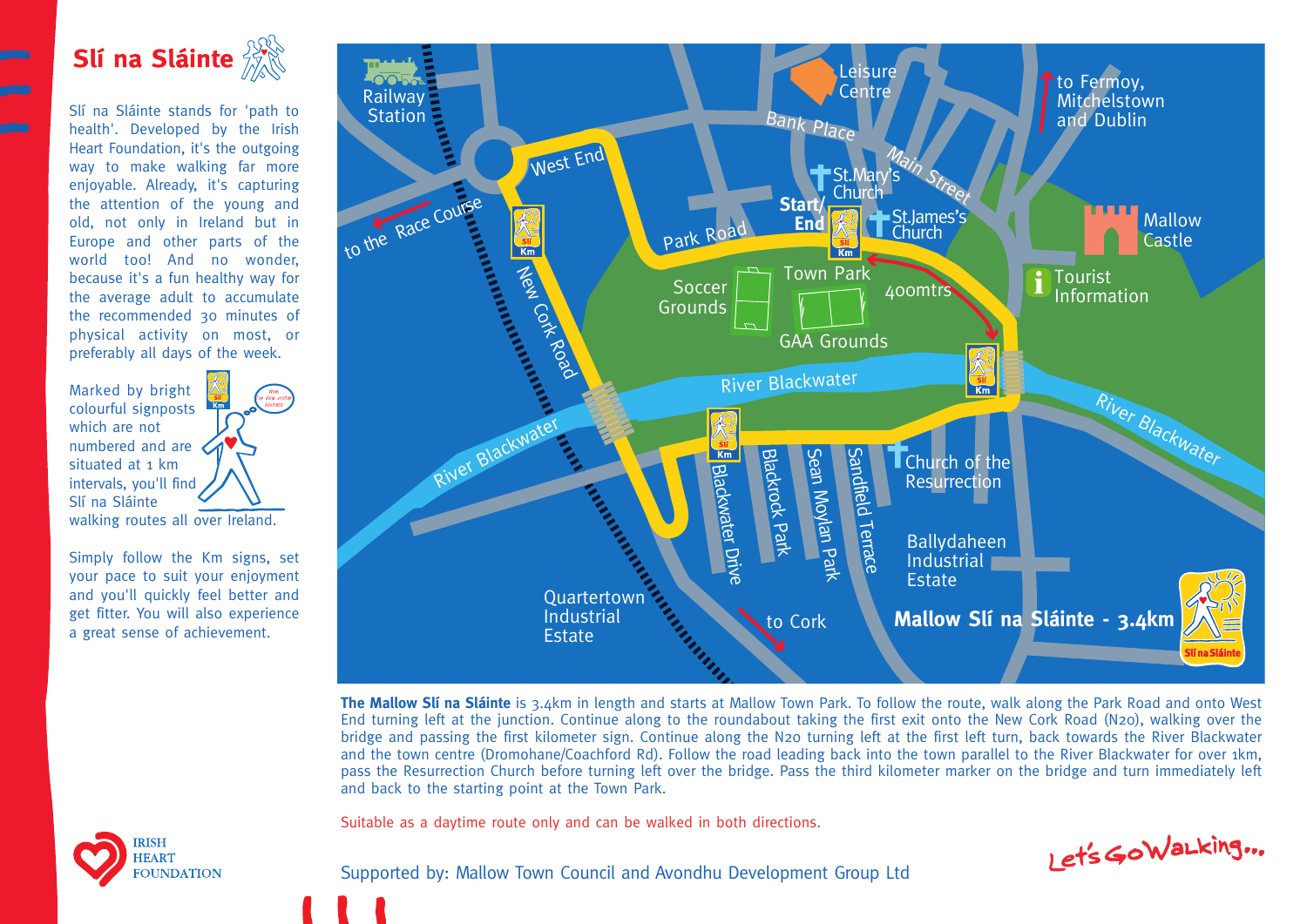# Slí na Sláinte

Slí na Sláinte stands for 'path to health'. Developed by the Irish Heart Foundation, it's the outgoing way to make walking far more enjoyable. Already, it's capturing the attention of the young and old, not only in Ireland but in Europe and other parts of the world too! And no wonder, because it's a fun healthy way for the average adult to accumulate the recommended 30 minutes of physical activity on most, or preferably all days of the week.

Marked by bright colourful signposts which are not numbered and are situated at 1 km intervals, you'll find Slí na Sláinte walking routes all over Ireland.

Simply follow the Km signs, set your pace to suit your enjoyment and you'll quickly feel better and get fitter. You will also experience a great sense of achievement.

## Mallow Slí na Sláinte - 3.4km

Railway Station
Leisure Centre
to Fermoy, Mitchelstown and Dublin
Bank Place
Main Street
West End
St.Mary's Church
Start/ End
St.James's Church
Mallow Castle
to the Race Course
Park Road
Town Park
Tourist Information
Soccer Grounds
400mtrs
GAA Grounds
New Cork Road
River Blackwater
River Blackwater
River Blackwater
Church of the Resurrection
Blackwater Drive
Blackrock Park
Sean Moylan Park
Sandfield Terrace
Ballydaheen Industrial Estate
Quartertown Industrial Estate
to Cork

**The Mallow Slí na Sláinte** is 3.4km in length and starts at Mallow Town Park. To follow the route, walk along the Park Road and onto West End turning left at the junction. Continue along to the roundabout taking the first exit onto the New Cork Road (N20), walking over the bridge and passing the first kilometer sign. Continue along the N20 turning left at the first left turn, back towards the River Blackwater and the town centre (Dromohane/Coachford Rd). Follow the road leading back into the town parallel to the River Blackwater for over 1km, pass the Resurrection Church before turning left over the bridge. Pass the third kilometer marker on the bridge and turn immediately left and back to the starting point at the Town Park.

Suitable as a daytime route only and can be walked in both directions.

Supported by: Mallow Town Council and Avondhu Development Group Ltd

Irish Heart Foundation

Let's Go Walking...